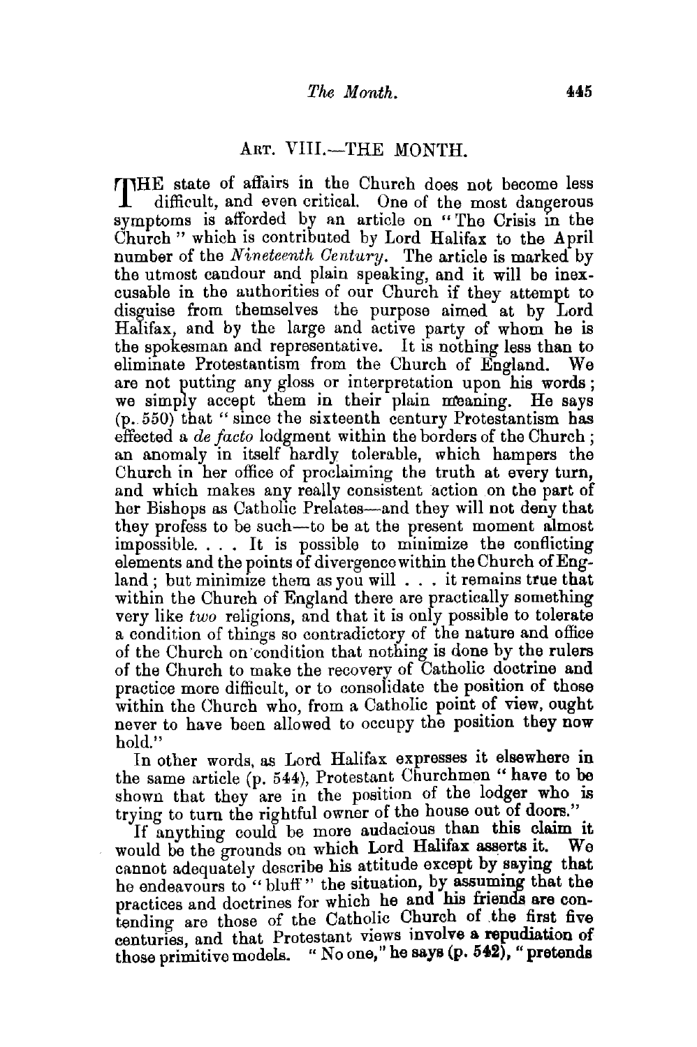## Art. VIII.—THE MONTH.

THE state of affairs in the Church does not become less difficult, and even critical. One of the most dangerous symptoms is afforded by an article on "The Crisis in the Church" which is contributed by Lord Halifax to the April number of the *Nineteenth Century*. The article is marked by the utmost candour and plain speaking, and it will be inexcusable in the authorities of our Church if they attempt to disguise from themselves the purpose aimed at by Lord Halifax, and by the large and active party of whom he is the spokesman and representative. It is nothing less than to eliminate Protestantism from the Church of England. We are not putting any gloss or interpretation upon his words; we simply accept them in their plain meaning. He says (p. 550) that "since the sixteenth century Protestantism has effected a *de facto* lodgment within the borders of the Church; an anomaly in itself hardly tolerable, which hampers the Church in her office of proclaiming the truth at every turn, and which makes any really consistent action on the part of her Bishops as Catholic Prelates—and they will not deny that they profess to be such—to be at the present moment almost impossible. . . . It is possible to minimize the conflicting elements and the points of divergence within the Church of England; but minimize them as you will . . . it remains true that within the Church of England there are practically something very like *two* religions, and that it is only possible to tolerate a condition of things so contradictory of the nature and office of the Church on condition that nothing is done by the rulers of the Church to make the recovery of Catholic doctrine and practice more difficult, or to consolidate the position of those within the Church who, from a Catholic point of view, ought never to have been allowed to occupy the position they now hold."

In other words, as Lord Halifax expresses it elsewhere in the same article (p. 544), Protestant Churchmen "have to be shown that they are in the position of the lodger who is trying to turn the rightful owner of the house out of doors."

If anything could be more audacious than this claim it would be the grounds on which Lord Halifax asserts it. We cannot adequately describe his attitude except by saying that he endeavours to "bluff" the situation, by assuming that the practices and doctrines for which he and his friends are contending are those of the Catholic Church of the first five centuries, and that Protestant views involve a repudiation of those primitive models. "No one," he says (p. 542), "pretends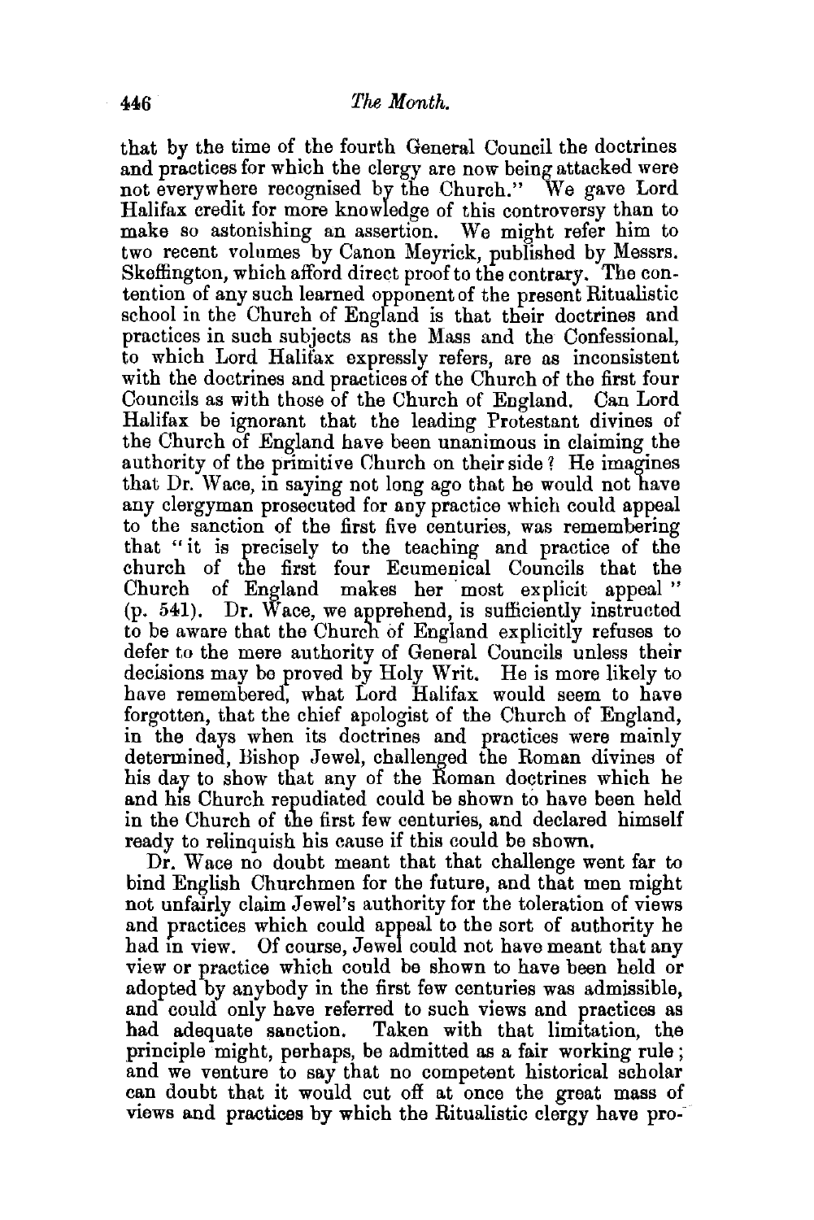that by the time of the fourth General Council the doctrines and practices for which the clergy are now being attacked were not everywhere recognised by the Church." We gave Lord Halifax credit for more knowledge of this controversy than to make so astonishing an assertion. We might refer him to two recent volumes by Canon Meyrick, published by Messrs. Skeffington, which afford direct proof to the contrary. The contention of any such learned opponent of the present Ritualistic school in the Church of England is that their doctrines and practices in such subjects as the Mass and the Confessional, to which Lord Halifax expressly refers, are as inconsistent with the doctrines and practices of the Church of the first four Councils as with those of the Church of England. Can Lord Halifax be ignorant that the leading Protestant divines of the Church of England have been unanimous in claiming the authority of the primitive Church on their side? He imagines that Dr. Wace, in saying not long ago that he would not have any clergyman prosecuted for any practice which could appeal to the sanction of the first five centuries, was remembering that "it is precisely to the teaching and practice of the church of the first four Ecumenical Councils that the Church of England makes her most explicit appeal" (p. 541). Dr. Wace, we apprehend, is sufficiently instructed to be aware that the Church of England explicitly refuses to defer to the mere authority of General Councils unless their decisions may be proved by Holy Writ. He is more likely to have remembered, what Lord Halifax would seem to have forgotten, that the chief apologist of the Church of England, in the days when its doctrines and practices were mainly determined, Bishop Jewel, challenged the Roman divines of his day to show that any of the Roman doctrines which he and his Church repudiated could be shown to have been held in the Church of the first few centuries, and declared himself ready to relinquish his cause if this could be shown.

Dr. Wace no doubt meant that that challenge went far to bind English Churchmen for the future, and that men might not unfairly claim Jewel's authority for the toleration of views and practices which could appeal to the sort of authority he had in view. Of course, Jewel could not have meant that any view or practice which could be shown to have been held or adopted by anybody in the first few centuries was admissible, and could only have referred to such views and practices as had adequate sanction. Taken with that limitation, the principle might, perhaps, be admitted as a fair working rule; and we venture to say that no competent historical scholar can doubt that it would cut off at once the great mass of views and practices by which the Ritualistic clergy have pro-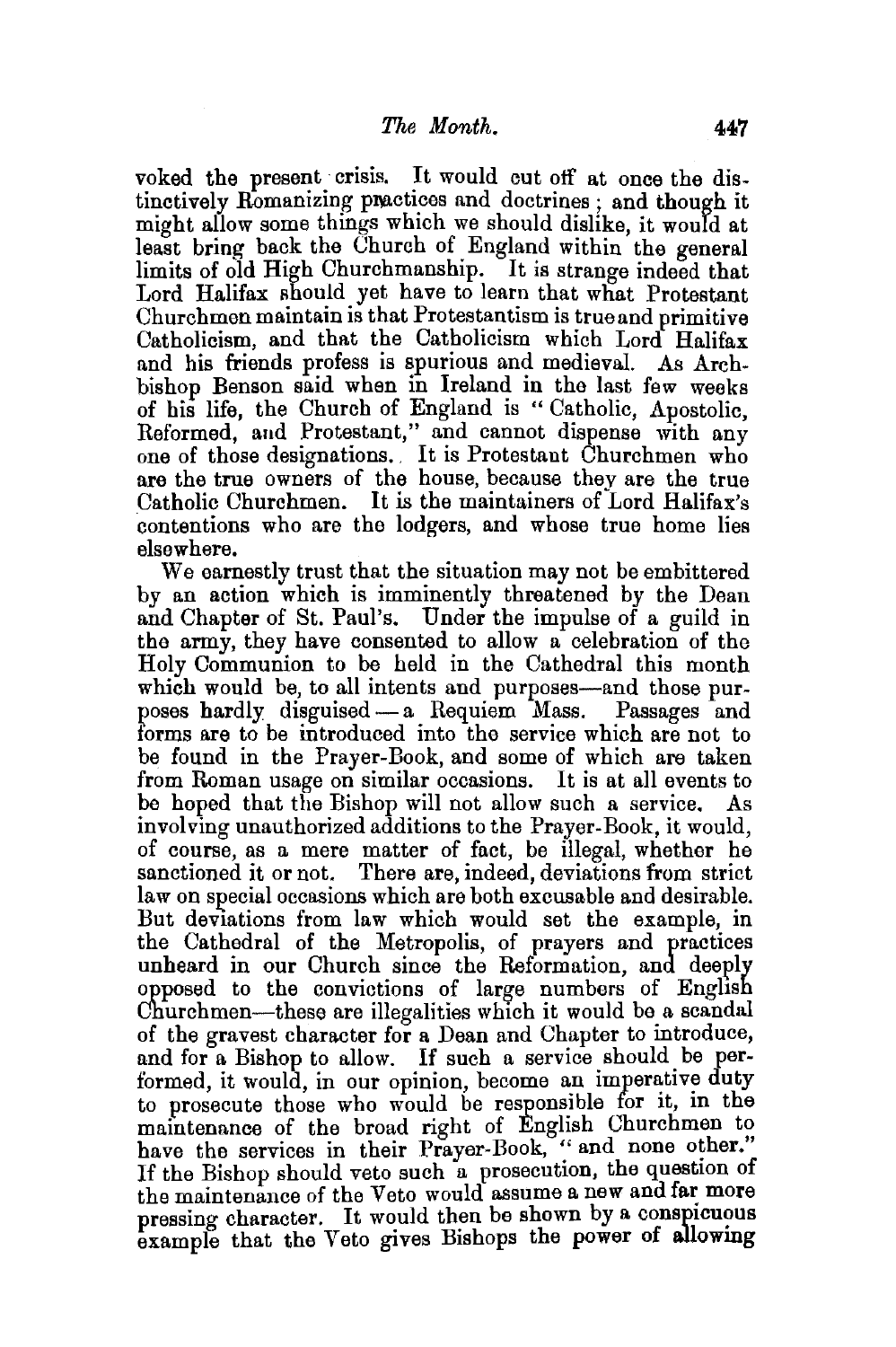voked the present crisis. It would cut off at once the distinctively Romanizing practices and doctrines; and though it might allow some things which we should dislike, it would at least bring back the Church of England within the general limits of old High Churchmanship. It is strange indeed that Lord Halifax should yet have to learn that what Protestant Churchmen maintain is that Protestantism is true and primitive Catholicism, and that the Catholicism which Lord Halifax and his friends profess is spurious and medieval. As Archbishop Benson said when in Ireland in the last few weeks of his life, the Church of England is "Catholic, Apostolic, Reformed, and Protestant," and cannot dispense with any one of those designations. It is Protestant Churchmen who are the true owners of the house, because they are the true Catholic Churchmen. It is the maintainers of Lord Halifax's contentions who are the lodgers, and whose true home lies elsewhere.

We earnestly trust that the situation may not be embittered by an action which is imminently threatened by the Dean and Chapter of St. Paul's. Under the impulse of a guild in the army, they have consented to allow a celebration of the Holy Communion to be held in the Cathedral this month which would be, to all intents and purposes—and those purposes hardly disguised—a Requiem Mass. Passages and forms are to be introduced into the service which are not to be found in the Prayer-Book, and some of which are taken from Roman usage on similar occasions. It is at all events to be hoped that the Bishop will not allow such a service. As involving unauthorized additions to the Prayer-Book, it would, of course, as a mere matter of fact, be illegal, whether he sanctioned it or not. There are, indeed, deviations from strict law on special occasions which are both excusable and desirable. But deviations from law which would set the example, in the Cathedral of the Metropolis, of prayers and practices unheard in our Church since the Reformation, and deeply opposed to the convictions of large numbers of English Churchmen—these are illegalities which it would be a scandal of the gravest character for a Dean and Chapter to introduce, and for a Bishop to allow. If such a service should be performed, it would, in our opinion, become an imperative duty to prosecute those who would be responsible for it, in the maintenance of the broad right of English Churchmen to have the services in their Prayer-Book, "and none other." If the Bishop should veto such a prosecution, the question of the maintenance of the Veto would assume a new and far more pressing character. It would then be shown by a conspicuous example that the Veto gives Bishops the power of allowing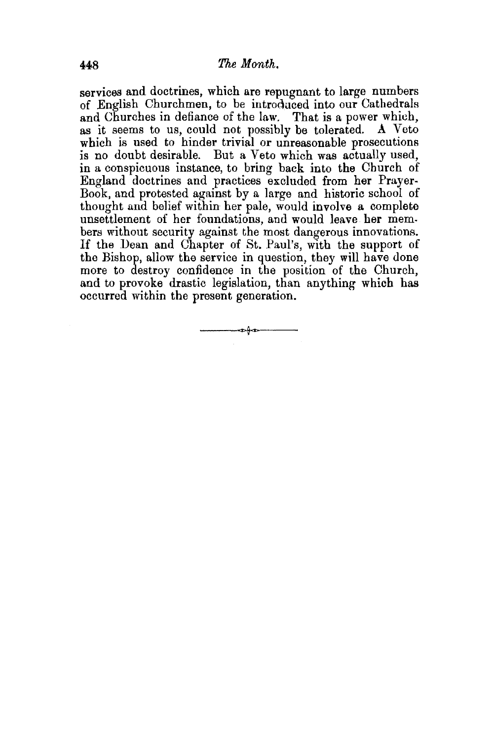services and doctrines, which are repugnant to large numbers of English Churchmen, to be introduced into our Cathedrals and Churches in defiance of the law. That is a power which, as it seems to us, could not possibly be tolerated. A Veto which is used to hinder trivial or unreasonable prosecutions is no doubt desirable. But a Veto which was actually used, in a conspicuous instance, to bring back into the Church of England doctrines and practices excluded from her Prayer-Book, and protested against by a large and historic school of thought and belief within her pale, would involve a complete unsettlement of her foundations, and would leave her members without security against the most dangerous innovations. If the Dean and Chapter of St. Paul's, with the support of the Bishop, allow the service in question, they will have done more to destroy confidence in the position of the Church, and to provoke drastic legislation, than anything which has occurred within the present generation.